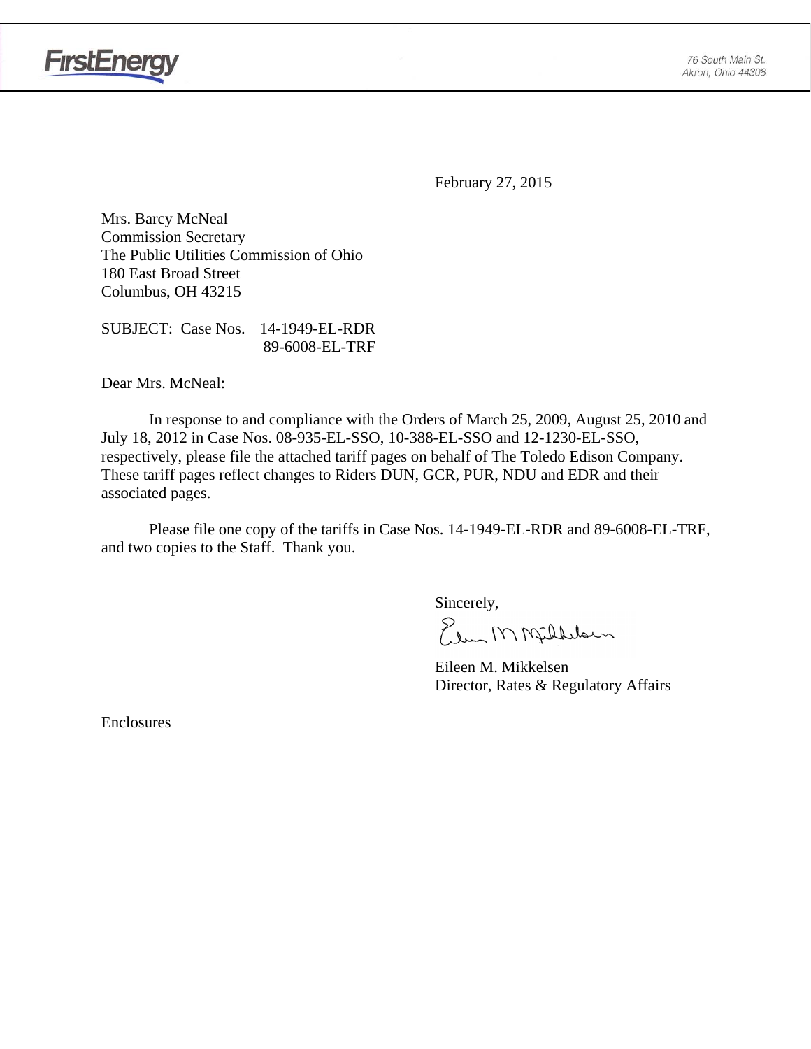FirstEnergy

76 South Main St.
Akron, Ohio 44308

February 27, 2015

Mrs. Barcy McNeal
Commission Secretary
The Public Utilities Commission of Ohio
180 East Broad Street
Columbus, OH 43215

SUBJECT: Case Nos. 14-1949-EL-RDR
89-6008-EL-TRF

Dear Mrs. McNeal:

In response to and compliance with the Orders of March 25, 2009, August 25, 2010 and July 18, 2012 in Case Nos. 08-935-EL-SSO, 10-388-EL-SSO and 12-1230-EL-SSO, respectively, please file the attached tariff pages on behalf of The Toledo Edison Company. These tariff pages reflect changes to Riders DUN, GCR, PUR, NDU and EDR and their associated pages.

Please file one copy of the tariffs in Case Nos. 14-1949-EL-RDR and 89-6008-EL-TRF, and two copies to the Staff. Thank you.

Sincerely,

Eileen M. Mikkelsen
Director, Rates & Regulatory Affairs

Enclosures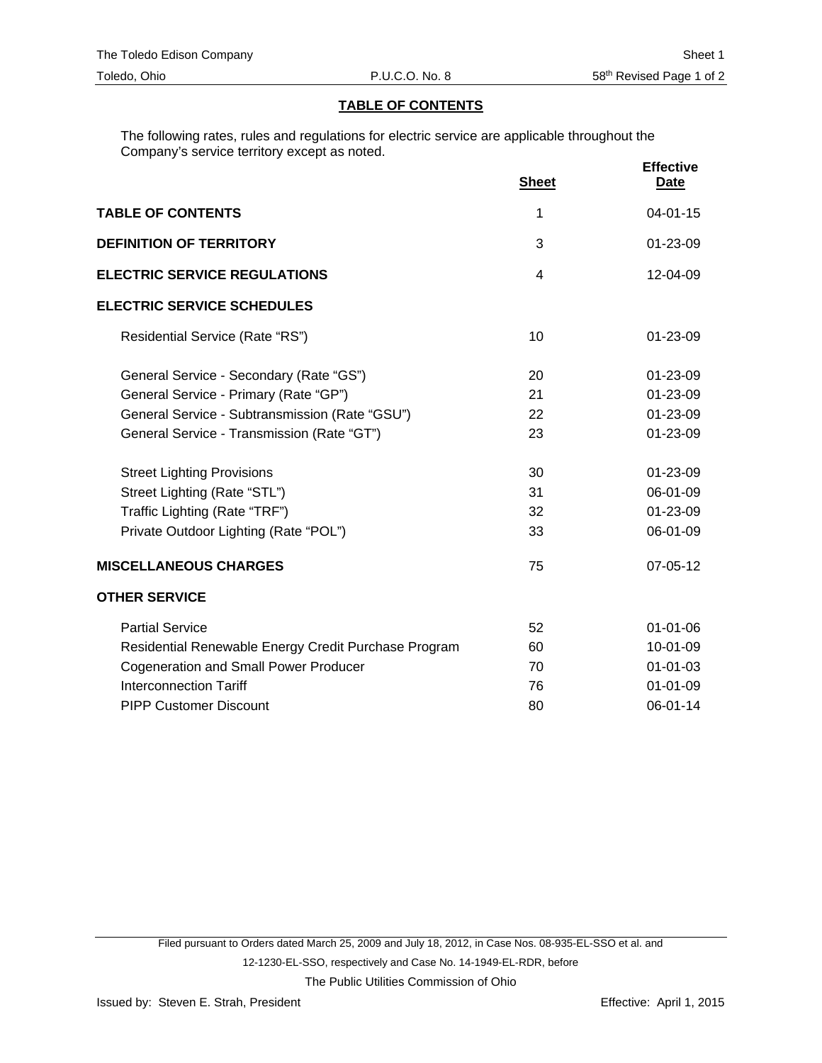## TABLE OF CONTENTS

The following rates, rules and regulations for electric service are applicable throughout the Company's service territory except as noted.

| | Sheet | Effective Date |
|---|---|---|
| **TABLE OF CONTENTS** | 1 | 04-01-15 |
| **DEFINITION OF TERRITORY** | 3 | 01-23-09 |
| **ELECTRIC SERVICE REGULATIONS** | 4 | 12-04-09 |
| **ELECTRIC SERVICE SCHEDULES** | | |
| Residential Service (Rate "RS") | 10 | 01-23-09 |
| General Service - Secondary (Rate "GS") | 20 | 01-23-09 |
| General Service - Primary (Rate "GP") | 21 | 01-23-09 |
| General Service - Subtransmission (Rate "GSU") | 22 | 01-23-09 |
| General Service - Transmission (Rate "GT") | 23 | 01-23-09 |
| Street Lighting Provisions | 30 | 01-23-09 |
| Street Lighting (Rate "STL") | 31 | 06-01-09 |
| Traffic Lighting (Rate "TRF") | 32 | 01-23-09 |
| Private Outdoor Lighting (Rate "POL") | 33 | 06-01-09 |
| **MISCELLANEOUS CHARGES** | 75 | 07-05-12 |
| **OTHER SERVICE** | | |
| Partial Service | 52 | 01-01-06 |
| Residential Renewable Energy Credit Purchase Program | 60 | 10-01-09 |
| Cogeneration and Small Power Producer | 70 | 01-01-03 |
| Interconnection Tariff | 76 | 01-01-09 |
| PIPP Customer Discount | 80 | 06-01-14 |

Filed pursuant to Orders dated March 25, 2009 and July 18, 2012, in Case Nos. 08-935-EL-SSO et al. and 12-1230-EL-SSO, respectively and Case No. 14-1949-EL-RDR, before The Public Utilities Commission of Ohio

Issued by: Steven E. Strah, President

Effective: April 1, 2015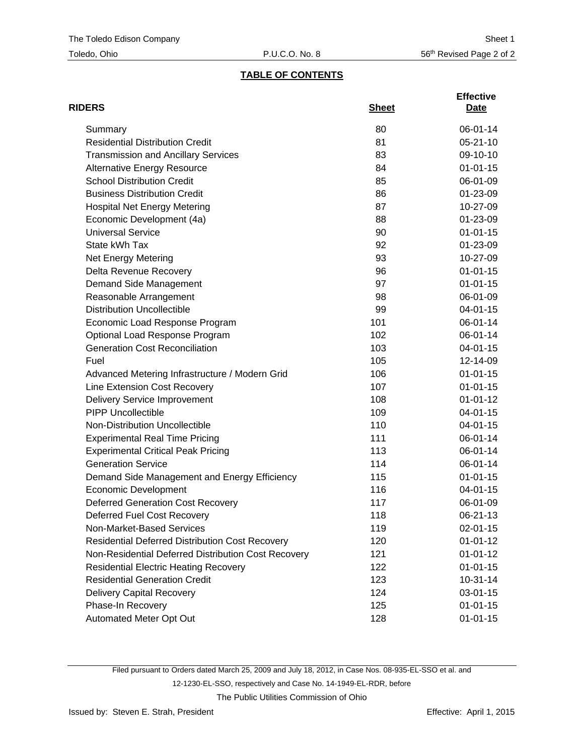## TABLE OF CONTENTS

| RIDERS | Sheet | Effective Date |
|---|---|---|
| Summary | 80 | 06-01-14 |
| Residential Distribution Credit | 81 | 05-21-10 |
| Transmission and Ancillary Services | 83 | 09-10-10 |
| Alternative Energy Resource | 84 | 01-01-15 |
| School Distribution Credit | 85 | 06-01-09 |
| Business Distribution Credit | 86 | 01-23-09 |
| Hospital Net Energy Metering | 87 | 10-27-09 |
| Economic Development (4a) | 88 | 01-23-09 |
| Universal Service | 90 | 01-01-15 |
| State kWh Tax | 92 | 01-23-09 |
| Net Energy Metering | 93 | 10-27-09 |
| Delta Revenue Recovery | 96 | 01-01-15 |
| Demand Side Management | 97 | 01-01-15 |
| Reasonable Arrangement | 98 | 06-01-09 |
| Distribution Uncollectible | 99 | 04-01-15 |
| Economic Load Response Program | 101 | 06-01-14 |
| Optional Load Response Program | 102 | 06-01-14 |
| Generation Cost Reconciliation | 103 | 04-01-15 |
| Fuel | 105 | 12-14-09 |
| Advanced Metering Infrastructure / Modern Grid | 106 | 01-01-15 |
| Line Extension Cost Recovery | 107 | 01-01-15 |
| Delivery Service Improvement | 108 | 01-01-12 |
| PIPP Uncollectible | 109 | 04-01-15 |
| Non-Distribution Uncollectible | 110 | 04-01-15 |
| Experimental Real Time Pricing | 111 | 06-01-14 |
| Experimental Critical Peak Pricing | 113 | 06-01-14 |
| Generation Service | 114 | 06-01-14 |
| Demand Side Management and Energy Efficiency | 115 | 01-01-15 |
| Economic Development | 116 | 04-01-15 |
| Deferred Generation Cost Recovery | 117 | 06-01-09 |
| Deferred Fuel Cost Recovery | 118 | 06-21-13 |
| Non-Market-Based Services | 119 | 02-01-15 |
| Residential Deferred Distribution Cost Recovery | 120 | 01-01-12 |
| Non-Residential Deferred Distribution Cost Recovery | 121 | 01-01-12 |
| Residential Electric Heating Recovery | 122 | 01-01-15 |
| Residential Generation Credit | 123 | 10-31-14 |
| Delivery Capital Recovery | 124 | 03-01-15 |
| Phase-In Recovery | 125 | 01-01-15 |
| Automated Meter Opt Out | 128 | 01-01-15 |

Filed pursuant to Orders dated March 25, 2009 and July 18, 2012, in Case Nos. 08-935-EL-SSO et al. and 12-1230-EL-SSO, respectively and Case No. 14-1949-EL-RDR, before

The Public Utilities Commission of Ohio

Issued by: Steven E. Strah, President

Effective: April 1, 2015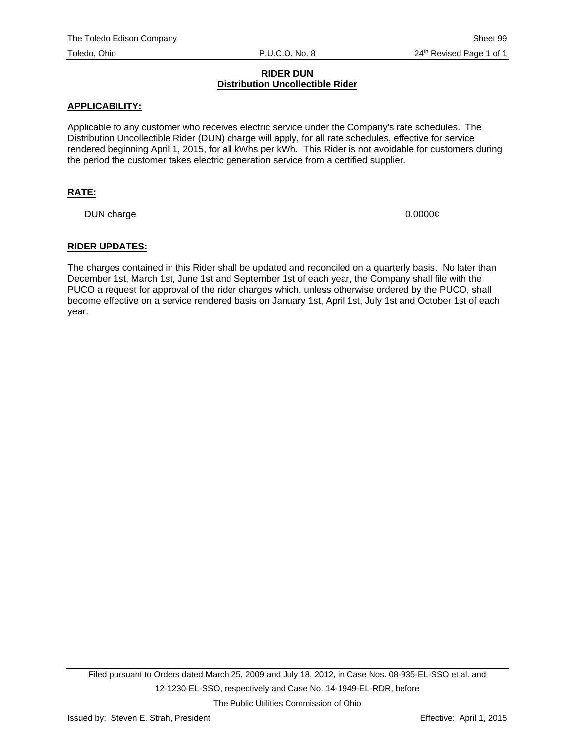## RIDER DUN

## Distribution Uncollectible Rider

**APPLICABILITY:**

Applicable to any customer who receives electric service under the Company's rate schedules. The Distribution Uncollectible Rider (DUN) charge will apply, for all rate schedules, effective for service rendered beginning April 1, 2015, for all kWhs per kWh. This Rider is not avoidable for customers during the period the customer takes electric generation service from a certified supplier.

**RATE:**

| DUN charge | 0.0000¢ |
|---|---|

**RIDER UPDATES:**

The charges contained in this Rider shall be updated and reconciled on a quarterly basis. No later than December 1st, March 1st, June 1st and September 1st of each year, the Company shall file with the PUCO a request for approval of the rider charges which, unless otherwise ordered by the PUCO, shall become effective on a service rendered basis on January 1st, April 1st, July 1st and October 1st of each year.

Filed pursuant to Orders dated March 25, 2009 and July 18, 2012, in Case Nos. 08-935-EL-SSO et al. and 12-1230-EL-SSO, respectively and Case No. 14-1949-EL-RDR, before The Public Utilities Commission of Ohio

Issued by: Steven E. Strah, President

Effective: April 1, 2015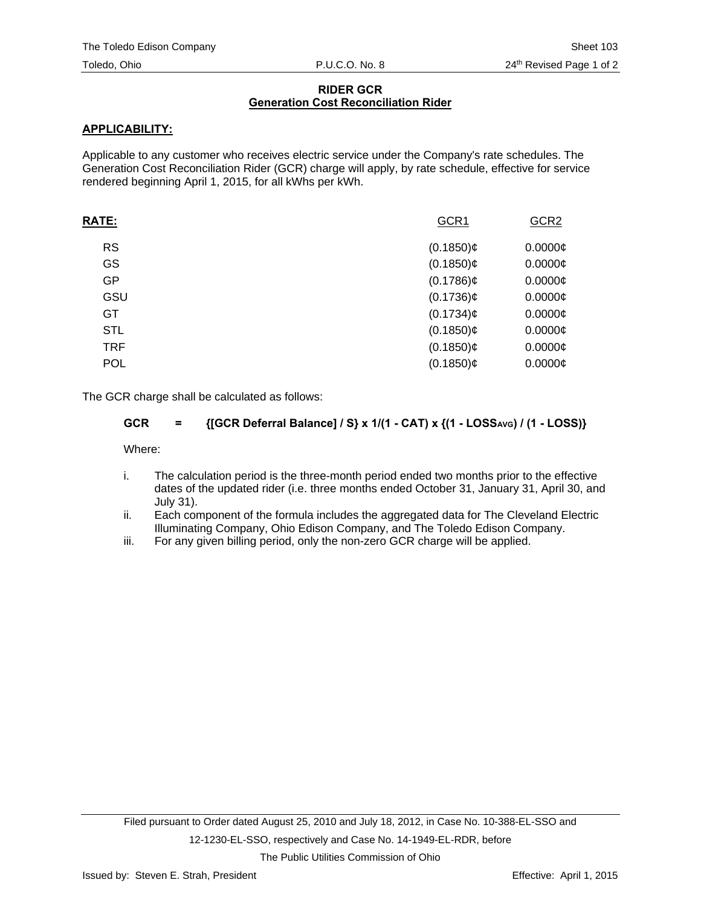## RIDER GCR
## Generation Cost Reconciliation Rider

**APPLICABILITY:**

Applicable to any customer who receives electric service under the Company's rate schedules. The Generation Cost Reconciliation Rider (GCR) charge will apply, by rate schedule, effective for service rendered beginning April 1, 2015, for all kWhs per kWh.

| **RATE:** | GCR1 | GCR2 |
|---|---|---|
| RS | (0.1850)¢ | 0.0000¢ |
| GS | (0.1850)¢ | 0.0000¢ |
| GP | (0.1786)¢ | 0.0000¢ |
| GSU | (0.1736)¢ | 0.0000¢ |
| GT | (0.1734)¢ | 0.0000¢ |
| STL | (0.1850)¢ | 0.0000¢ |
| TRF | (0.1850)¢ | 0.0000¢ |
| POL | (0.1850)¢ | 0.0000¢ |

The GCR charge shall be calculated as follows:

$$GCR = \{[\text{GCR Deferral Balance}] / S\} \times 1/(1 - CAT) \times \{(1 - LOSS_{AVG}) / (1 - LOSS)\}$$

Where:

i. The calculation period is the three-month period ended two months prior to the effective dates of the updated rider (i.e. three months ended October 31, January 31, April 30, and July 31).
ii. Each component of the formula includes the aggregated data for The Cleveland Electric Illuminating Company, Ohio Edison Company, and The Toledo Edison Company.
iii. For any given billing period, only the non-zero GCR charge will be applied.

Filed pursuant to Order dated August 25, 2010 and July 18, 2012, in Case No. 10-388-EL-SSO and 12-1230-EL-SSO, respectively and Case No. 14-1949-EL-RDR, before The Public Utilities Commission of Ohio

Issued by: Steven E. Strah, President

Effective: April 1, 2015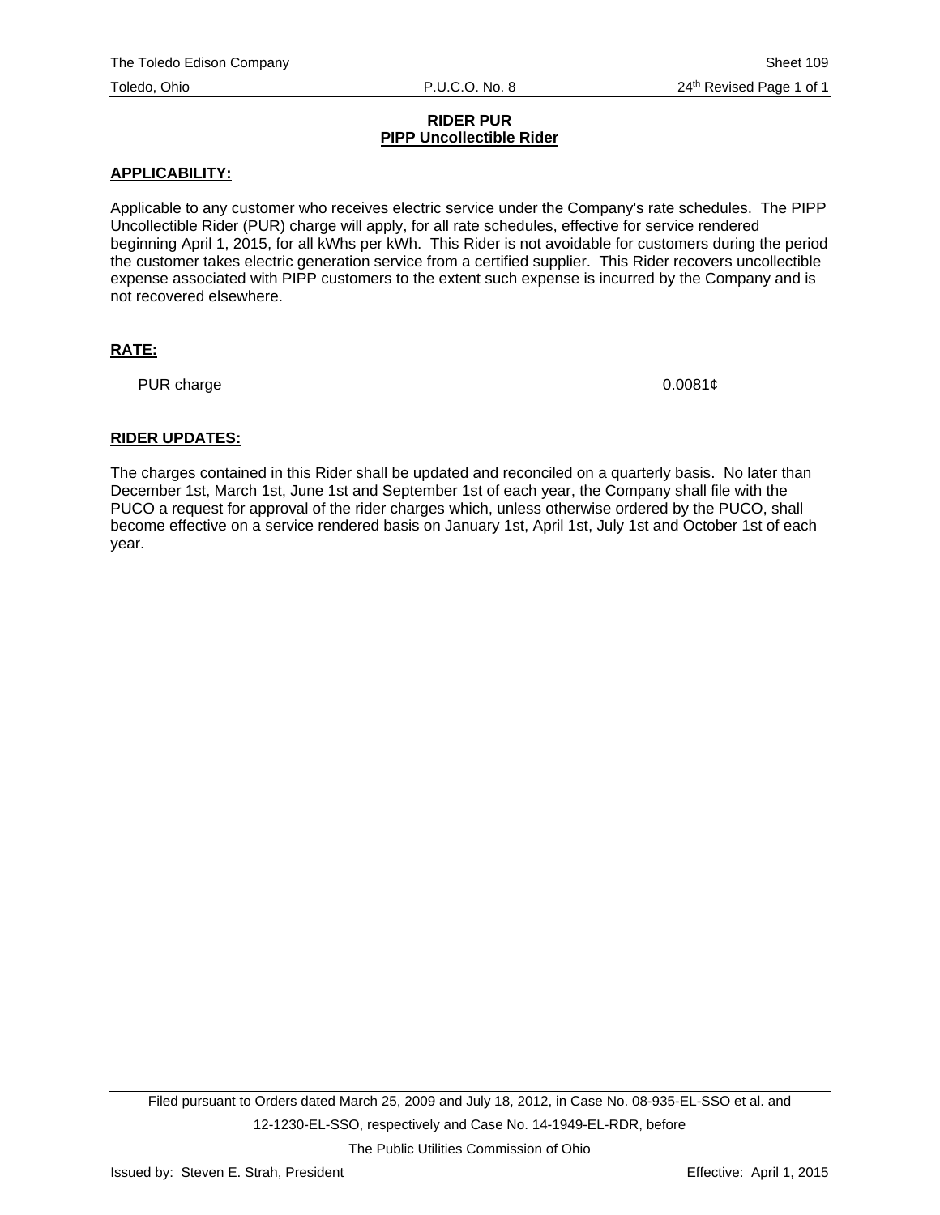# RIDER PUR

## PIPP Uncollectible Rider

### APPLICABILITY:

Applicable to any customer who receives electric service under the Company's rate schedules. The PIPP Uncollectible Rider (PUR) charge will apply, for all rate schedules, effective for service rendered beginning April 1, 2015, for all kWhs per kWh. This Rider is not avoidable for customers during the period the customer takes electric generation service from a certified supplier. This Rider recovers uncollectible expense associated with PIPP customers to the extent such expense is incurred by the Company and is not recovered elsewhere.

### RATE:

| | |
|---|---|
| PUR charge | 0.0081¢ |

### RIDER UPDATES:

The charges contained in this Rider shall be updated and reconciled on a quarterly basis. No later than December 1st, March 1st, June 1st and September 1st of each year, the Company shall file with the PUCO a request for approval of the rider charges which, unless otherwise ordered by the PUCO, shall become effective on a service rendered basis on January 1st, April 1st, July 1st and October 1st of each year.

Filed pursuant to Orders dated March 25, 2009 and July 18, 2012, in Case No. 08-935-EL-SSO et al. and 12-1230-EL-SSO, respectively and Case No. 14-1949-EL-RDR, before The Public Utilities Commission of Ohio

Issued by: Steven E. Strah, President

Effective: April 1, 2015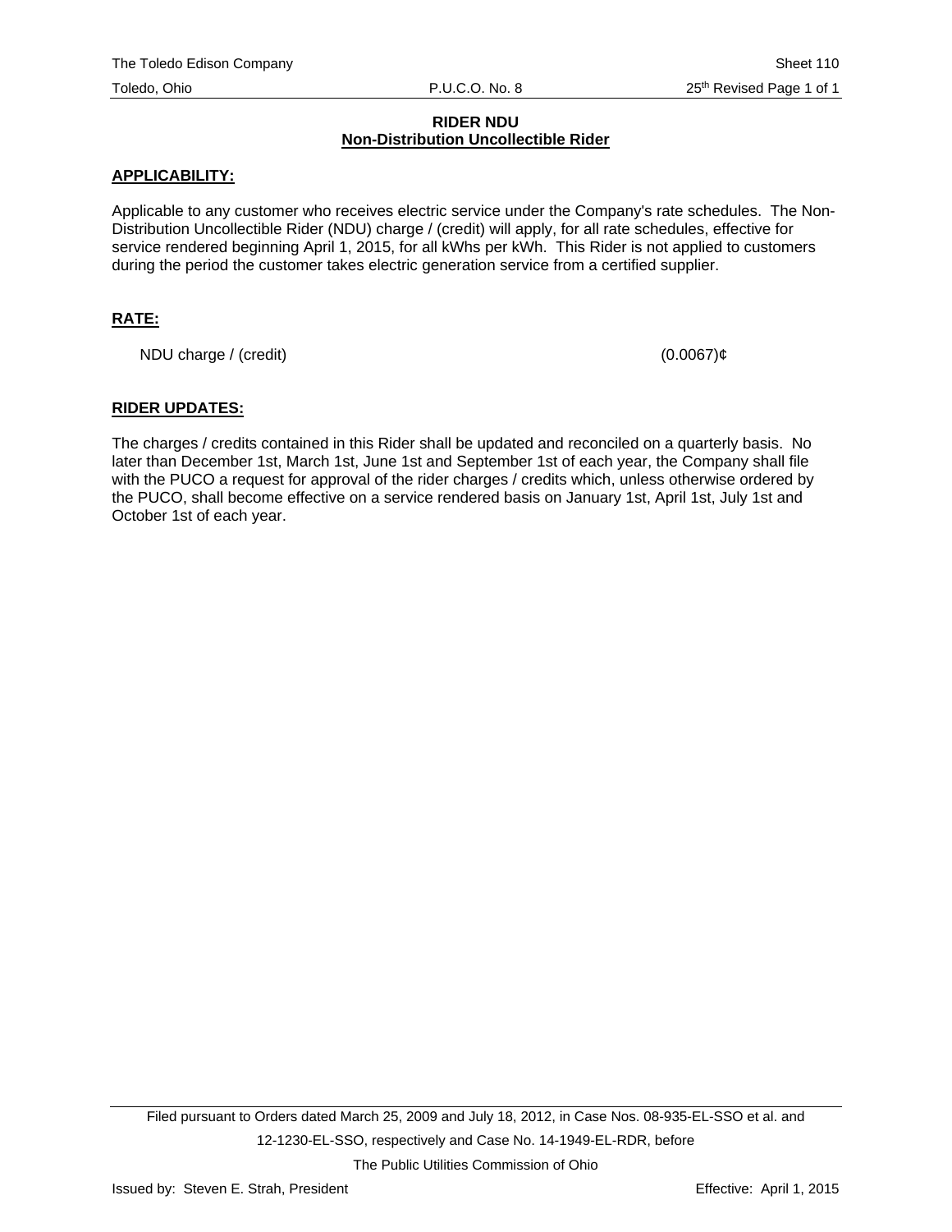**RIDER NDU**
**Non-Distribution Uncollectible Rider**

**APPLICABILITY:**

Applicable to any customer who receives electric service under the Company's rate schedules. The Non-Distribution Uncollectible Rider (NDU) charge / (credit) will apply, for all rate schedules, effective for service rendered beginning April 1, 2015, for all kWhs per kWh. This Rider is not applied to customers during the period the customer takes electric generation service from a certified supplier.

**RATE:**

NDU charge / (credit) (0.0067)¢

**RIDER UPDATES:**

The charges / credits contained in this Rider shall be updated and reconciled on a quarterly basis. No later than December 1st, March 1st, June 1st and September 1st of each year, the Company shall file with the PUCO a request for approval of the rider charges / credits which, unless otherwise ordered by the PUCO, shall become effective on a service rendered basis on January 1st, April 1st, July 1st and October 1st of each year.

Filed pursuant to Orders dated March 25, 2009 and July 18, 2012, in Case Nos. 08-935-EL-SSO et al. and 12-1230-EL-SSO, respectively and Case No. 14-1949-EL-RDR, before The Public Utilities Commission of Ohio

Issued by: Steven E. Strah, President

Effective: April 1, 2015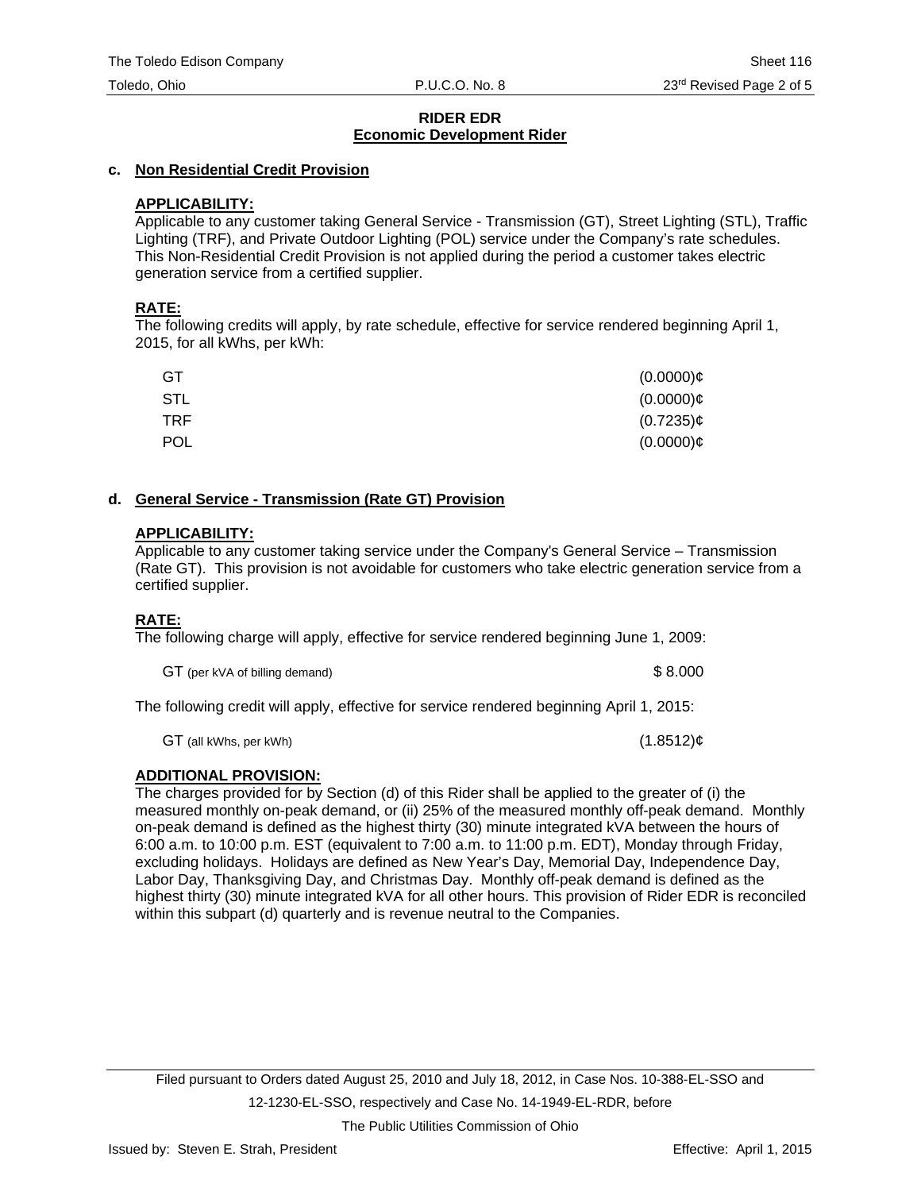# RIDER EDR
## Economic Development Rider

### c. Non Residential Credit Provision

**APPLICABILITY:**

Applicable to any customer taking General Service - Transmission (GT), Street Lighting (STL), Traffic Lighting (TRF), and Private Outdoor Lighting (POL) service under the Company's rate schedules. This Non-Residential Credit Provision is not applied during the period a customer takes electric generation service from a certified supplier.

**RATE:**

The following credits will apply, by rate schedule, effective for service rendered beginning April 1, 2015, for all kWhs, per kWh:

| | |
|---|---|
| GT | (0.0000)¢ |
| STL | (0.0000)¢ |
| TRF | (0.7235)¢ |
| POL | (0.0000)¢ |

### d. General Service - Transmission (Rate GT) Provision

**APPLICABILITY:**

Applicable to any customer taking service under the Company's General Service – Transmission (Rate GT). This provision is not avoidable for customers who take electric generation service from a certified supplier.

**RATE:**

The following charge will apply, effective for service rendered beginning June 1, 2009:

| | |
|---|---|
| GT (per kVA of billing demand) | $ 8.000 |

The following credit will apply, effective for service rendered beginning April 1, 2015:

| | |
|---|---|
| GT (all kWhs, per kWh) | (1.8512)¢ |

**ADDITIONAL PROVISION:**

The charges provided for by Section (d) of this Rider shall be applied to the greater of (i) the measured monthly on-peak demand, or (ii) 25% of the measured monthly off-peak demand. Monthly on-peak demand is defined as the highest thirty (30) minute integrated kVA between the hours of 6:00 a.m. to 10:00 p.m. EST (equivalent to 7:00 a.m. to 11:00 p.m. EDT), Monday through Friday, excluding holidays. Holidays are defined as New Year's Day, Memorial Day, Independence Day, Labor Day, Thanksgiving Day, and Christmas Day. Monthly off-peak demand is defined as the highest thirty (30) minute integrated kVA for all other hours. This provision of Rider EDR is reconciled within this subpart (d) quarterly and is revenue neutral to the Companies.

Filed pursuant to Orders dated August 25, 2010 and July 18, 2012, in Case Nos. 10-388-EL-SSO and 12-1230-EL-SSO, respectively and Case No. 14-1949-EL-RDR, before The Public Utilities Commission of Ohio

Issued by: Steven E. Strah, President

Effective: April 1, 2015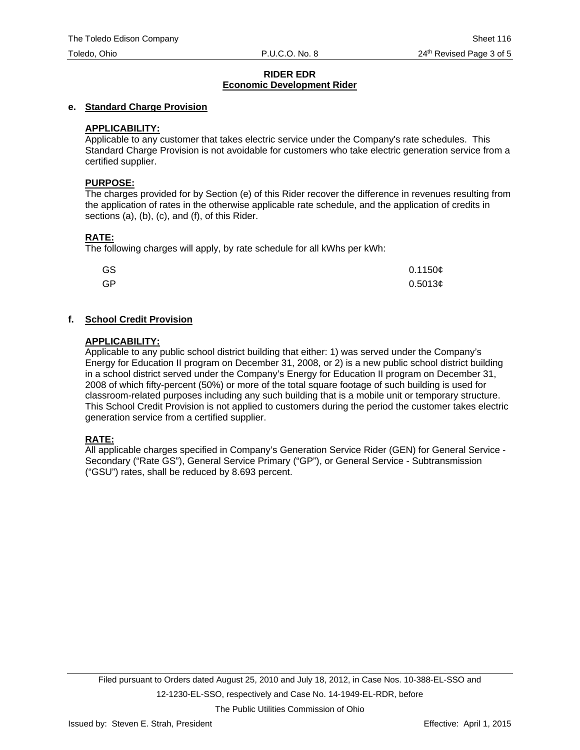## RIDER EDR
## Economic Development Rider

**e. Standard Charge Provision**

**APPLICABILITY:**
Applicable to any customer that takes electric service under the Company's rate schedules. This Standard Charge Provision is not avoidable for customers who take electric generation service from a certified supplier.

**PURPOSE:**
The charges provided for by Section (e) of this Rider recover the difference in revenues resulting from the application of rates in the otherwise applicable rate schedule, and the application of credits in sections (a), (b), (c), and (f), of this Rider.

**RATE:**
The following charges will apply, by rate schedule for all kWhs per kWh:

| | |
|---|---|
| GS | 0.1150¢ |
| GP | 0.5013¢ |

**f. School Credit Provision**

**APPLICABILITY:**
Applicable to any public school district building that either: 1) was served under the Company's Energy for Education II program on December 31, 2008, or 2) is a new public school district building in a school district served under the Company's Energy for Education II program on December 31, 2008 of which fifty-percent (50%) or more of the total square footage of such building is used for classroom-related purposes including any such building that is a mobile unit or temporary structure. This School Credit Provision is not applied to customers during the period the customer takes electric generation service from a certified supplier.

**RATE:**
All applicable charges specified in Company's Generation Service Rider (GEN) for General Service - Secondary ("Rate GS"), General Service Primary ("GP"), or General Service - Subtransmission ("GSU") rates, shall be reduced by 8.693 percent.

Filed pursuant to Orders dated August 25, 2010 and July 18, 2012, in Case Nos. 10-388-EL-SSO and 12-1230-EL-SSO, respectively and Case No. 14-1949-EL-RDR, before The Public Utilities Commission of Ohio

Issued by: Steven E. Strah, President

Effective: April 1, 2015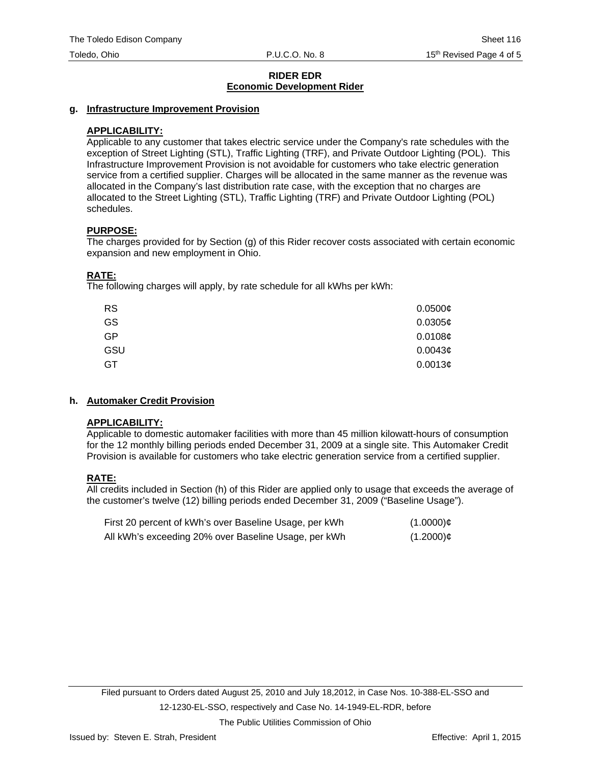## RIDER EDR
## Economic Development Rider

### g. Infrastructure Improvement Provision

**APPLICABILITY:**

Applicable to any customer that takes electric service under the Company's rate schedules with the exception of Street Lighting (STL), Traffic Lighting (TRF), and Private Outdoor Lighting (POL). This Infrastructure Improvement Provision is not avoidable for customers who take electric generation service from a certified supplier. Charges will be allocated in the same manner as the revenue was allocated in the Company's last distribution rate case, with the exception that no charges are allocated to the Street Lighting (STL), Traffic Lighting (TRF) and Private Outdoor Lighting (POL) schedules.

**PURPOSE:**

The charges provided for by Section (g) of this Rider recover costs associated with certain economic expansion and new employment in Ohio.

**RATE:**

The following charges will apply, by rate schedule for all kWhs per kWh:

| | |
|---|---|
| RS | 0.0500¢ |
| GS | 0.0305¢ |
| GP | 0.0108¢ |
| GSU | 0.0043¢ |
| GT | 0.0013¢ |

### h. Automaker Credit Provision

**APPLICABILITY:**

Applicable to domestic automaker facilities with more than 45 million kilowatt-hours of consumption for the 12 monthly billing periods ended December 31, 2009 at a single site. This Automaker Credit Provision is available for customers who take electric generation service from a certified supplier.

**RATE:**

All credits included in Section (h) of this Rider are applied only to usage that exceeds the average of the customer's twelve (12) billing periods ended December 31, 2009 ("Baseline Usage").

| | |
|---|---|
| First 20 percent of kWh's over Baseline Usage, per kWh | (1.0000)¢ |
| All kWh's exceeding 20% over Baseline Usage, per kWh | (1.2000)¢ |

Filed pursuant to Orders dated August 25, 2010 and July 18,2012, in Case Nos. 10-388-EL-SSO and 12-1230-EL-SSO, respectively and Case No. 14-1949-EL-RDR, before The Public Utilities Commission of Ohio

Issued by: Steven E. Strah, President

Effective: April 1, 2015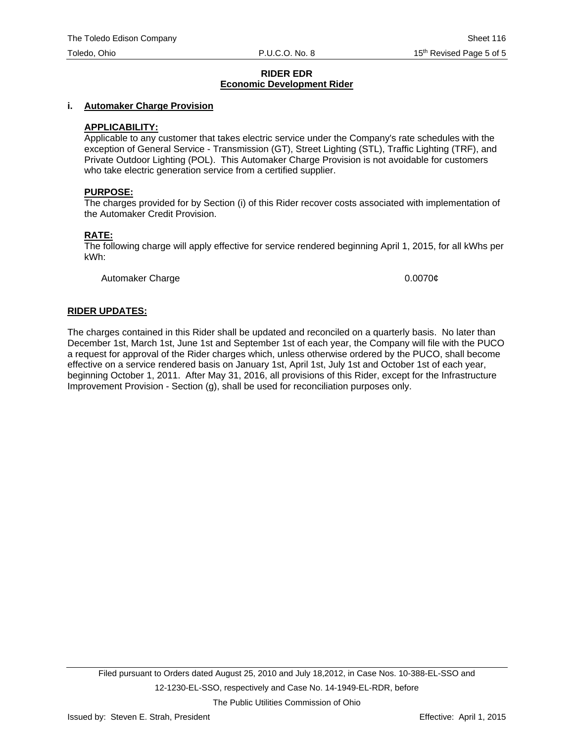# RIDER EDR
## Economic Development Rider

### i. Automaker Charge Provision

**APPLICABILITY:**
Applicable to any customer that takes electric service under the Company's rate schedules with the exception of General Service - Transmission (GT), Street Lighting (STL), Traffic Lighting (TRF), and Private Outdoor Lighting (POL). This Automaker Charge Provision is not avoidable for customers who take electric generation service from a certified supplier.

**PURPOSE:**
The charges provided for by Section (i) of this Rider recover costs associated with implementation of the Automaker Credit Provision.

**RATE:**
The following charge will apply effective for service rendered beginning April 1, 2015, for all kWhs per kWh:

| | |
|---|---|
| Automaker Charge | 0.0070¢ |

**RIDER UPDATES:**

The charges contained in this Rider shall be updated and reconciled on a quarterly basis. No later than December 1st, March 1st, June 1st and September 1st of each year, the Company will file with the PUCO a request for approval of the Rider charges which, unless otherwise ordered by the PUCO, shall become effective on a service rendered basis on January 1st, April 1st, July 1st and October 1st of each year, beginning October 1, 2011. After May 31, 2016, all provisions of this Rider, except for the Infrastructure Improvement Provision - Section (g), shall be used for reconciliation purposes only.

Filed pursuant to Orders dated August 25, 2010 and July 18,2012, in Case Nos. 10-388-EL-SSO and 12-1230-EL-SSO, respectively and Case No. 14-1949-EL-RDR, before The Public Utilities Commission of Ohio

Issued by: Steven E. Strah, President

Effective: April 1, 2015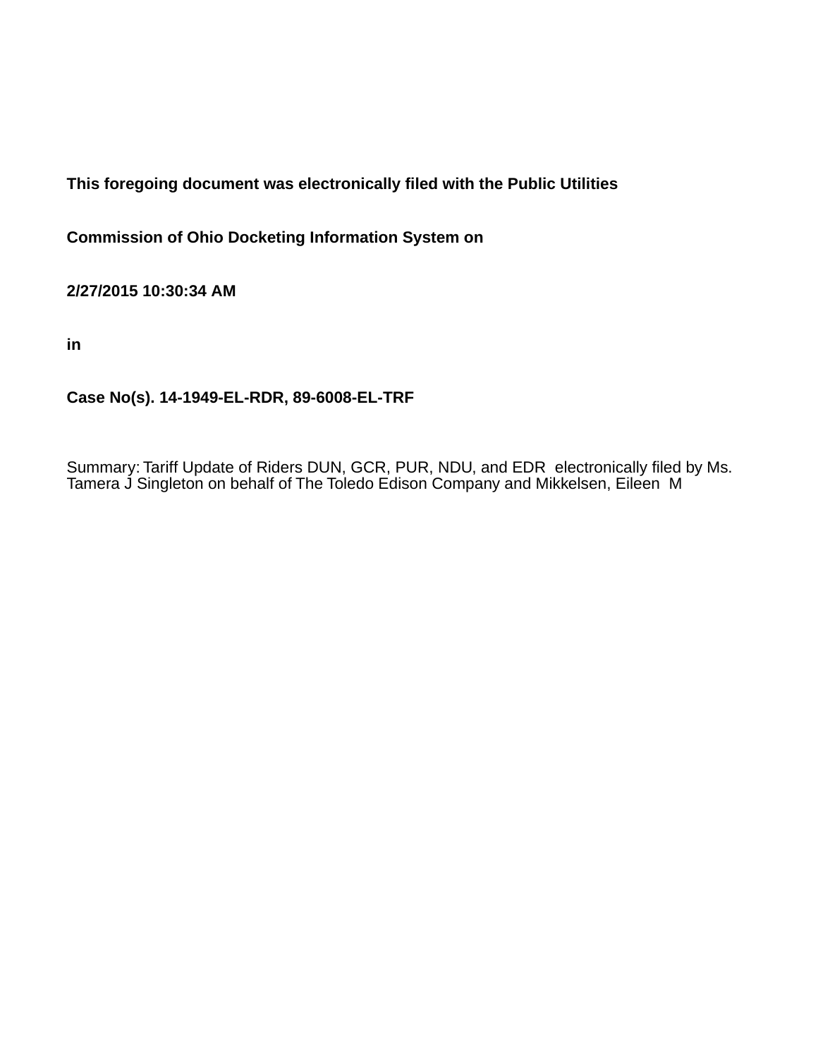**This foregoing document was electronically filed with the Public Utilities**

**Commission of Ohio Docketing Information System on**

**2/27/2015 10:30:34 AM**

**in**

**Case No(s). 14-1949-EL-RDR, 89-6008-EL-TRF**

Summary: Tariff Update of Riders DUN, GCR, PUR, NDU, and EDR electronically filed by Ms. Tamera J Singleton on behalf of The Toledo Edison Company and Mikkelsen, Eileen M